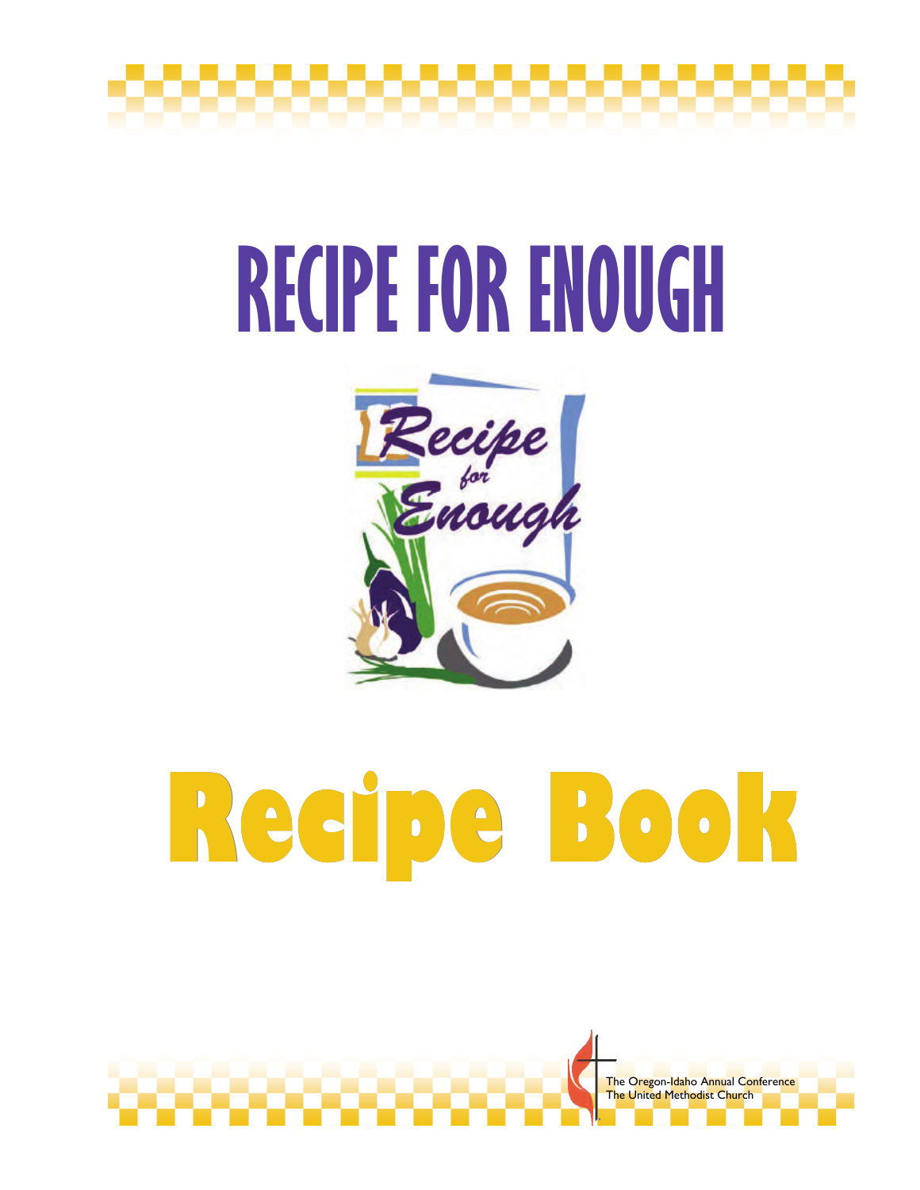# RECIPE FOR ENOUGH

Recipe for Enough

# Recipe Book

The Oregon-Idaho Annual Conference
The United Methodist Church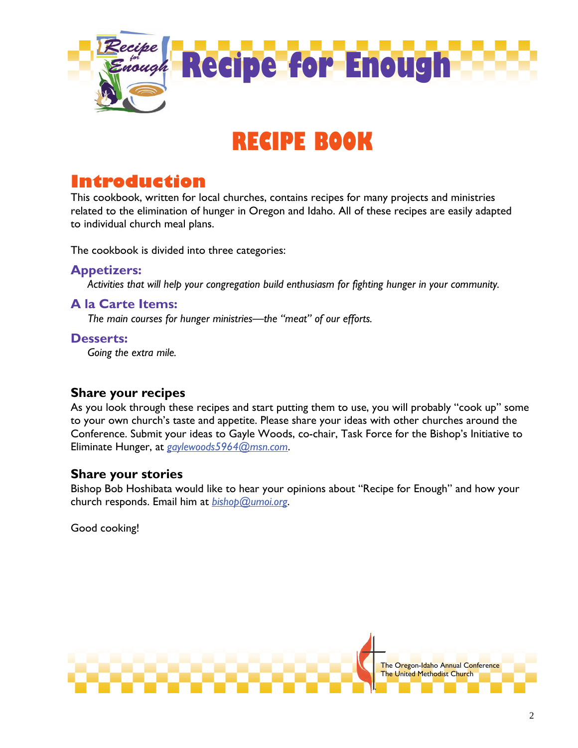# Recipe for Enough

# RECIPE BOOK

## Introduction

This cookbook, written for local churches, contains recipes for many projects and ministries related to the elimination of hunger in Oregon and Idaho. All of these recipes are easily adapted to individual church meal plans.

The cookbook is divided into three categories:

### Appetizers:

*Activities that will help your congregation build enthusiasm for fighting hunger in your community.*

### A la Carte Items:

*The main courses for hunger ministries—the "meat" of our efforts.*

### Desserts:

*Going the extra mile.*

### Share your recipes

As you look through these recipes and start putting them to use, you will probably "cook up" some to your own church's taste and appetite. Please share your ideas with other churches around the Conference. Submit your ideas to Gayle Woods, co-chair, Task Force for the Bishop's Initiative to Eliminate Hunger, at *gaylewoods5964@msn.com*.

### Share your stories

Bishop Bob Hoshibata would like to hear your opinions about "Recipe for Enough" and how your church responds. Email him at *bishop@umoi.org*.

Good cooking!

The Oregon-Idaho Annual Conference
The United Methodist Church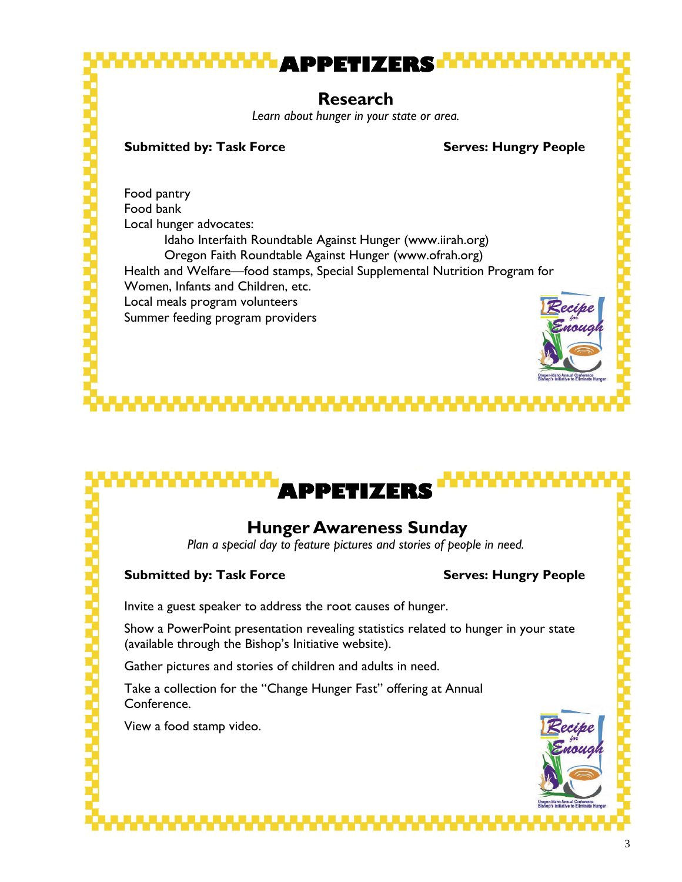# APPETIZERS

## Research

*Learn about hunger in your state or area.*

**Submitted by: Task Force** **Serves: Hungry People**

Food pantry
Food bank
Local hunger advocates:
- Idaho Interfaith Roundtable Against Hunger (www.iirah.org)
- Oregon Faith Roundtable Against Hunger (www.ofrah.org)

Health and Welfare—food stamps, Special Supplemental Nutrition Program for Women, Infants and Children, etc.
Local meals program volunteers
Summer feeding program providers

# APPETIZERS

## Hunger Awareness Sunday

*Plan a special day to feature pictures and stories of people in need.*

**Submitted by: Task Force** **Serves: Hungry People**

Invite a guest speaker to address the root causes of hunger.

Show a PowerPoint presentation revealing statistics related to hunger in your state (available through the Bishop's Initiative website).

Gather pictures and stories of children and adults in need.

Take a collection for the "Change Hunger Fast" offering at Annual Conference.

View a food stamp video.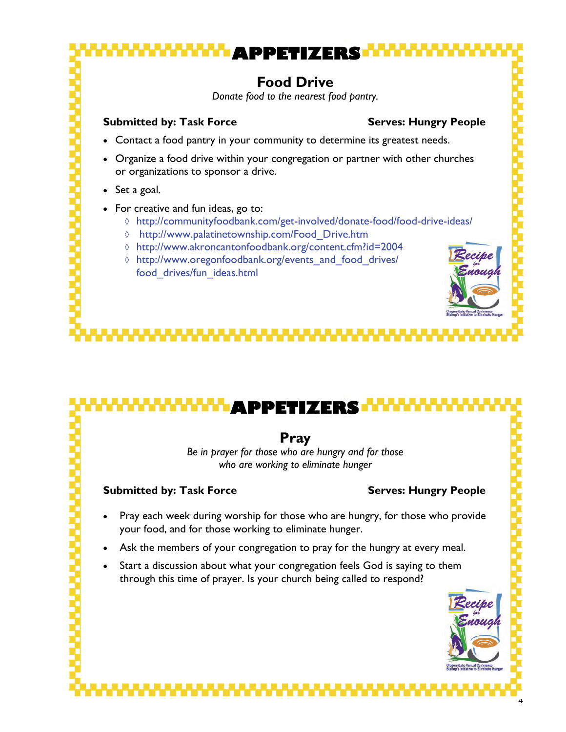## APPETIZERS

### Food Drive

*Donate food to the nearest food pantry.*

**Submitted by: Task Force** **Serves: Hungry People**

- Contact a food pantry in your community to determine its greatest needs.
- Organize a food drive within your congregation or partner with other churches or organizations to sponsor a drive.
- Set a goal.
- For creative and fun ideas, go to:
  - ◊ http://communityfoodbank.com/get-involved/donate-food/food-drive-ideas/
  - ◊ http://www.palatinetownship.com/Food_Drive.htm
  - ◊ http://www.akroncantonfoodbank.org/content.cfm?id=2004
  - ◊ http://www.oregonfoodbank.org/events_and_food_drives/food_drives/fun_ideas.html

## APPETIZERS

### Pray

*Be in prayer for those who are hungry and for those who are working to eliminate hunger*

**Submitted by: Task Force** **Serves: Hungry People**

- Pray each week during worship for those who are hungry, for those who provide your food, and for those working to eliminate hunger.
- Ask the members of your congregation to pray for the hungry at every meal.
- Start a discussion about what your congregation feels God is saying to them through this time of prayer. Is your church being called to respond?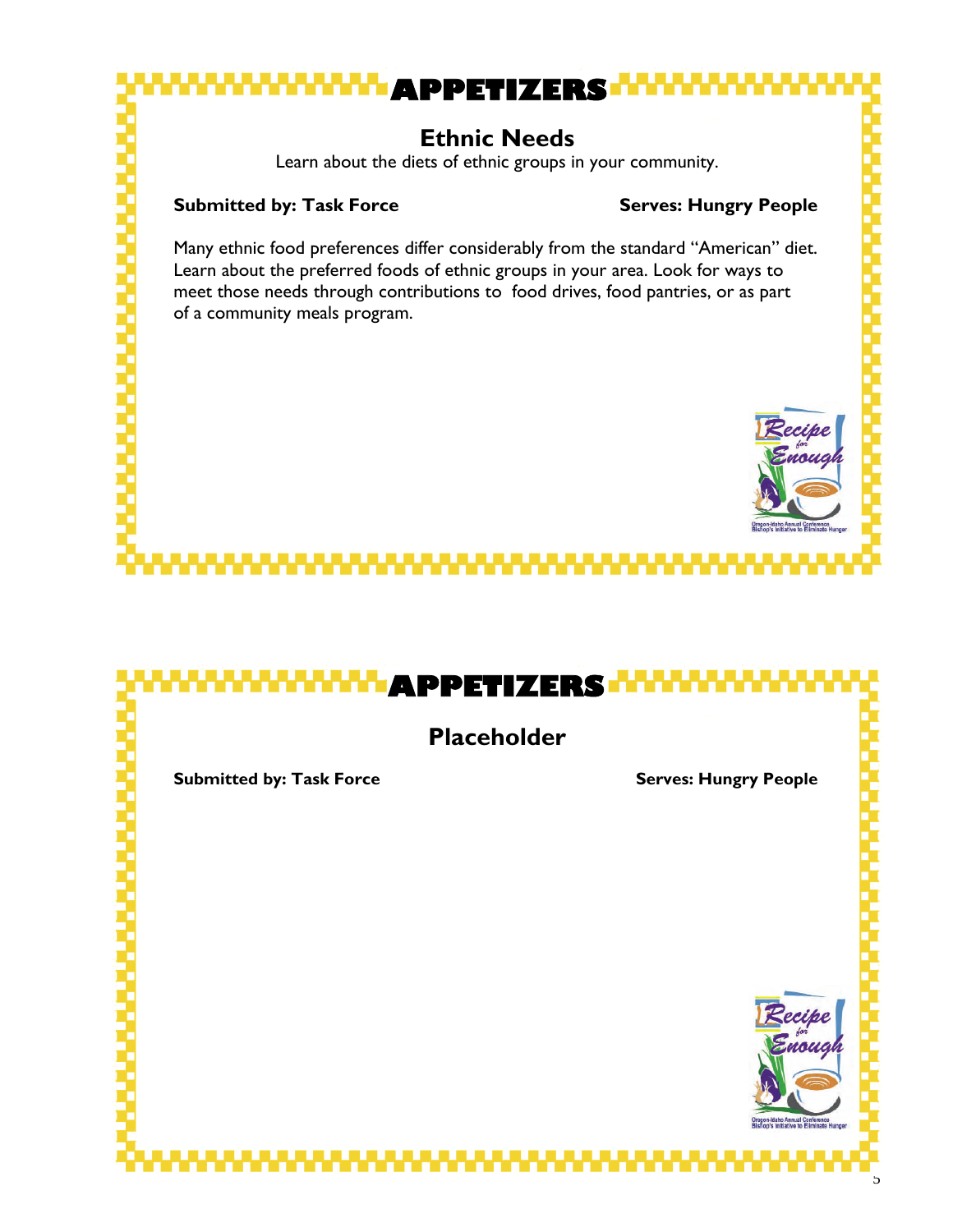# APPETIZERS

## Ethnic Needs

Learn about the diets of ethnic groups in your community.

**Submitted by: Task Force** **Serves: Hungry People**

Many ethnic food preferences differ considerably from the standard "American" diet. Learn about the preferred foods of ethnic groups in your area. Look for ways to meet those needs through contributions to food drives, food pantries, or as part of a community meals program.

Recipe for Enough

Oregon-Idaho Annual Conference
Bishop's Initiative to Eliminate Hunger

# APPETIZERS

## Placeholder

**Submitted by: Task Force** **Serves: Hungry People**

Recipe for Enough

Oregon-Idaho Annual Conference
Bishop's Initiative to Eliminate Hunger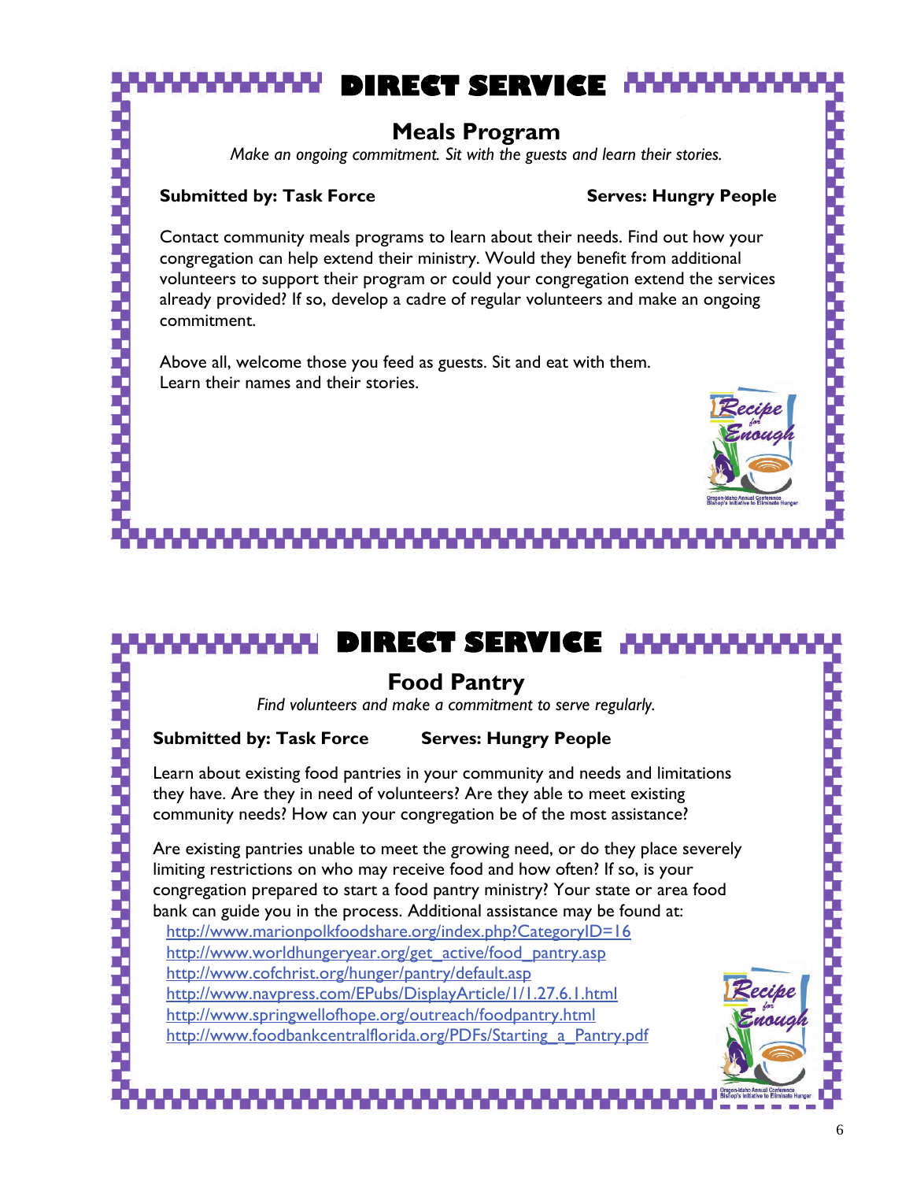# DIRECT SERVICE

## Meals Program

*Make an ongoing commitment. Sit with the guests and learn their stories.*

**Submitted by: Task Force** **Serves: Hungry People**

Contact community meals programs to learn about their needs. Find out how your congregation can help extend their ministry. Would they benefit from additional volunteers to support their program or could your congregation extend the services already provided? If so, develop a cadre of regular volunteers and make an ongoing commitment.

Above all, welcome those you feed as guests. Sit and eat with them. Learn their names and their stories.

# DIRECT SERVICE

## Food Pantry

*Find volunteers and make a commitment to serve regularly.*

**Submitted by: Task Force** **Serves: Hungry People**

Learn about existing food pantries in your community and needs and limitations they have. Are they in need of volunteers? Are they able to meet existing community needs? How can your congregation be of the most assistance?

Are existing pantries unable to meet the growing need, or do they place severely limiting restrictions on who may receive food and how often? If so, is your congregation prepared to start a food pantry ministry? Your state or area food bank can guide you in the process. Additional assistance may be found at:

http://www.marionpolkfoodshare.org/index.php?CategoryID=16
http://www.worldhungeryear.org/get_active/food_pantry.asp
http://www.cofchrist.org/hunger/pantry/default.asp
http://www.navpress.com/EPubs/DisplayArticle/1/1.27.6.1.html
http://www.springwellofhope.org/outreach/foodpantry.html
http://www.foodbankcentralflorida.org/PDFs/Starting_a_Pantry.pdf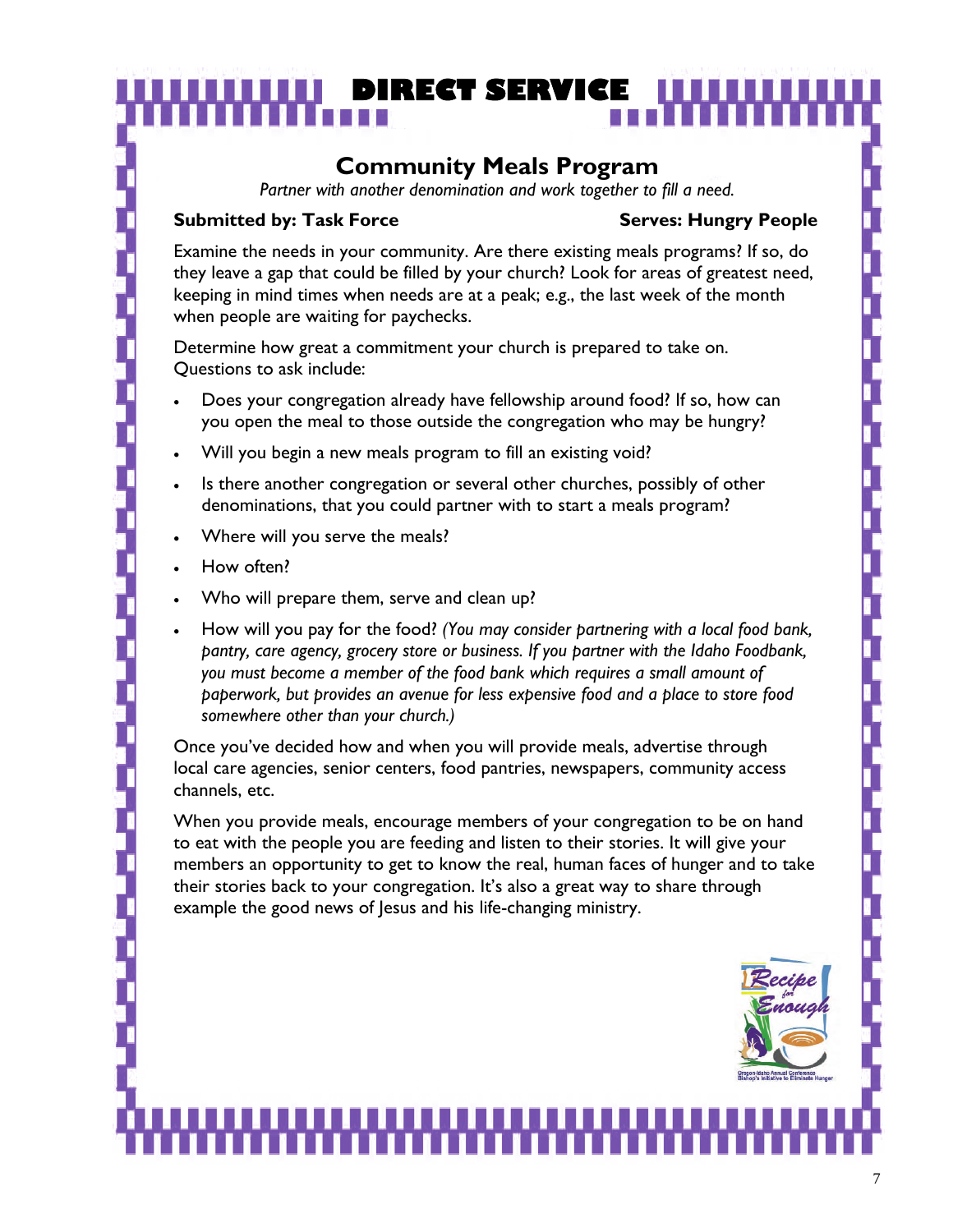# DIRECT SERVICE

## Community Meals Program

*Partner with another denomination and work together to fill a need.*

**Submitted by: Task Force** **Serves: Hungry People**

Examine the needs in your community. Are there existing meals programs? If so, do they leave a gap that could be filled by your church? Look for areas of greatest need, keeping in mind times when needs are at a peak; e.g., the last week of the month when people are waiting for paychecks.

Determine how great a commitment your church is prepared to take on. Questions to ask include:

- Does your congregation already have fellowship around food? If so, how can you open the meal to those outside the congregation who may be hungry?
- Will you begin a new meals program to fill an existing void?
- Is there another congregation or several other churches, possibly of other denominations, that you could partner with to start a meals program?
- Where will you serve the meals?
- How often?
- Who will prepare them, serve and clean up?
- How will you pay for the food? *(You may consider partnering with a local food bank, pantry, care agency, grocery store or business. If you partner with the Idaho Foodbank, you must become a member of the food bank which requires a small amount of paperwork, but provides an avenue for less expensive food and a place to store food somewhere other than your church.)*

Once you've decided how and when you will provide meals, advertise through local care agencies, senior centers, food pantries, newspapers, community access channels, etc.

When you provide meals, encourage members of your congregation to be on hand to eat with the people you are feeding and listen to their stories. It will give your members an opportunity to get to know the real, human faces of hunger and to take their stories back to your congregation. It's also a great way to share through example the good news of Jesus and his life-changing ministry.

Recipe for Enough

Oregon-Idaho Annual Conference Bishop's Initiative to Eliminate Hunger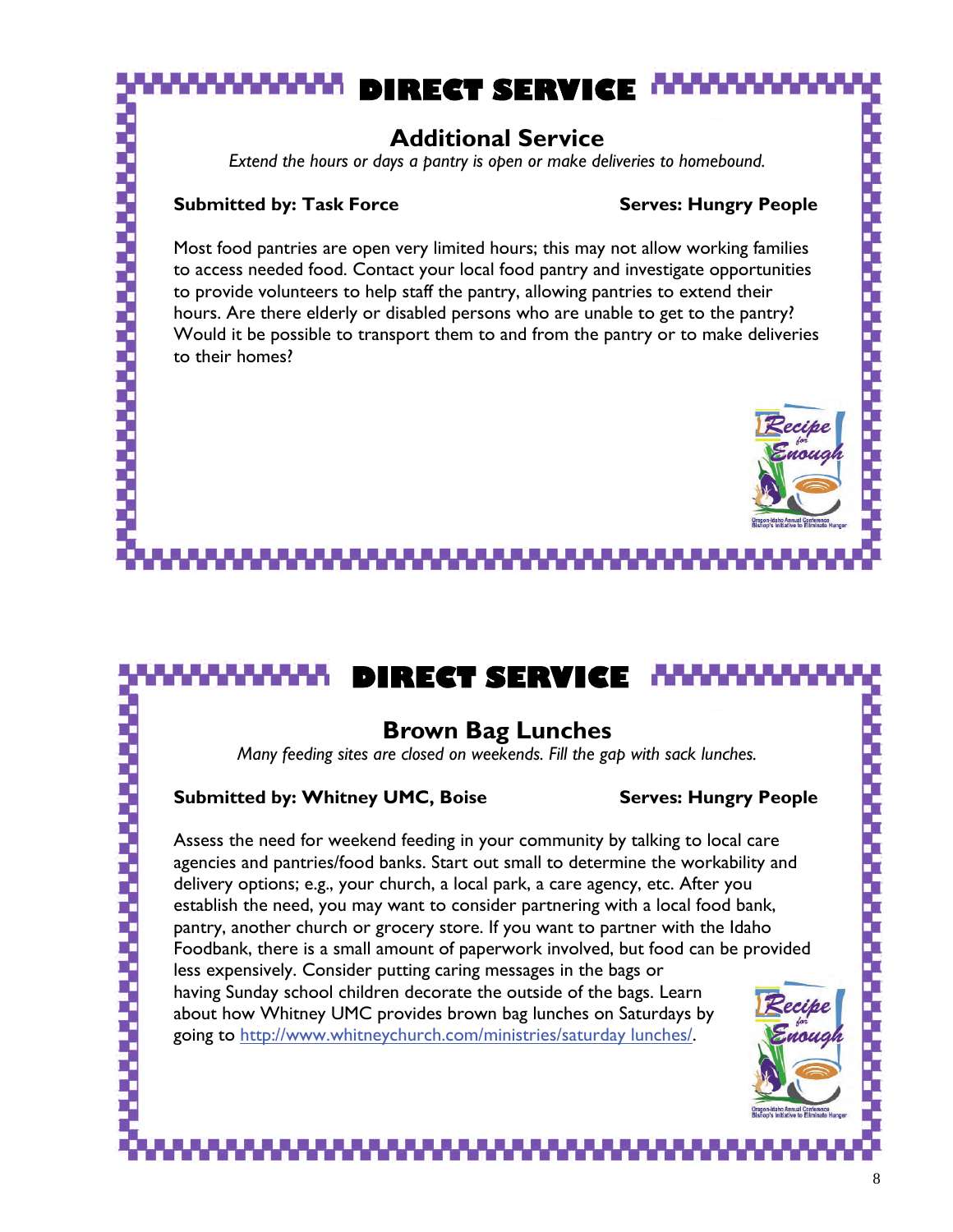# DIRECT SERVICE

## Additional Service

*Extend the hours or days a pantry is open or make deliveries to homebound.*

**Submitted by: Task Force** **Serves: Hungry People**

Most food pantries are open very limited hours; this may not allow working families to access needed food. Contact your local food pantry and investigate opportunities to provide volunteers to help staff the pantry, allowing pantries to extend their hours. Are there elderly or disabled persons who are unable to get to the pantry? Would it be possible to transport them to and from the pantry or to make deliveries to their homes?

# DIRECT SERVICE

## Brown Bag Lunches

*Many feeding sites are closed on weekends. Fill the gap with sack lunches.*

**Submitted by: Whitney UMC, Boise** **Serves: Hungry People**

Assess the need for weekend feeding in your community by talking to local care agencies and pantries/food banks. Start out small to determine the workability and delivery options; e.g., your church, a local park, a care agency, etc. After you establish the need, you may want to consider partnering with a local food bank, pantry, another church or grocery store. If you want to partner with the Idaho Foodbank, there is a small amount of paperwork involved, but food can be provided less expensively. Consider putting caring messages in the bags or having Sunday school children decorate the outside of the bags. Learn about how Whitney UMC provides brown bag lunches on Saturdays by going to [http://www.whitneychurch.com/ministries/saturday lunches/](http://www.whitneychurch.com/ministries/saturday lunches/).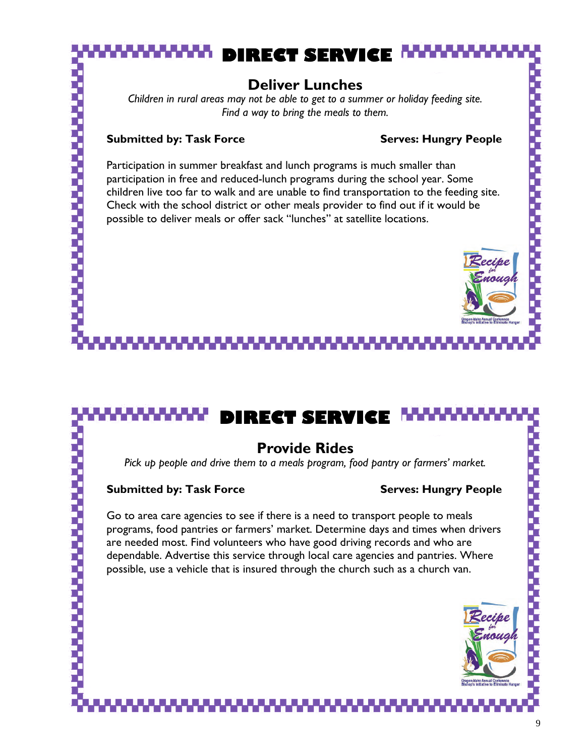# DIRECT SERVICE

## Deliver Lunches

*Children in rural areas may not be able to get to a summer or holiday feeding site. Find a way to bring the meals to them.*

**Submitted by: Task Force** **Serves: Hungry People**

Participation in summer breakfast and lunch programs is much smaller than participation in free and reduced-lunch programs during the school year. Some children live too far to walk and are unable to find transportation to the feeding site. Check with the school district or other meals provider to find out if it would be possible to deliver meals or offer sack "lunches" at satellite locations.

Recipe for Enough
Oregon-Idaho Annual Conference
Bishop's Initiative to Eliminate Hunger

# DIRECT SERVICE

## Provide Rides

*Pick up people and drive them to a meals program, food pantry or farmers' market.*

**Submitted by: Task Force** **Serves: Hungry People**

Go to area care agencies to see if there is a need to transport people to meals programs, food pantries or farmers' market. Determine days and times when drivers are needed most. Find volunteers who have good driving records and who are dependable. Advertise this service through local care agencies and pantries. Where possible, use a vehicle that is insured through the church such as a church van.

Recipe for Enough
Oregon-Idaho Annual Conference
Bishop's Initiative to Eliminate Hunger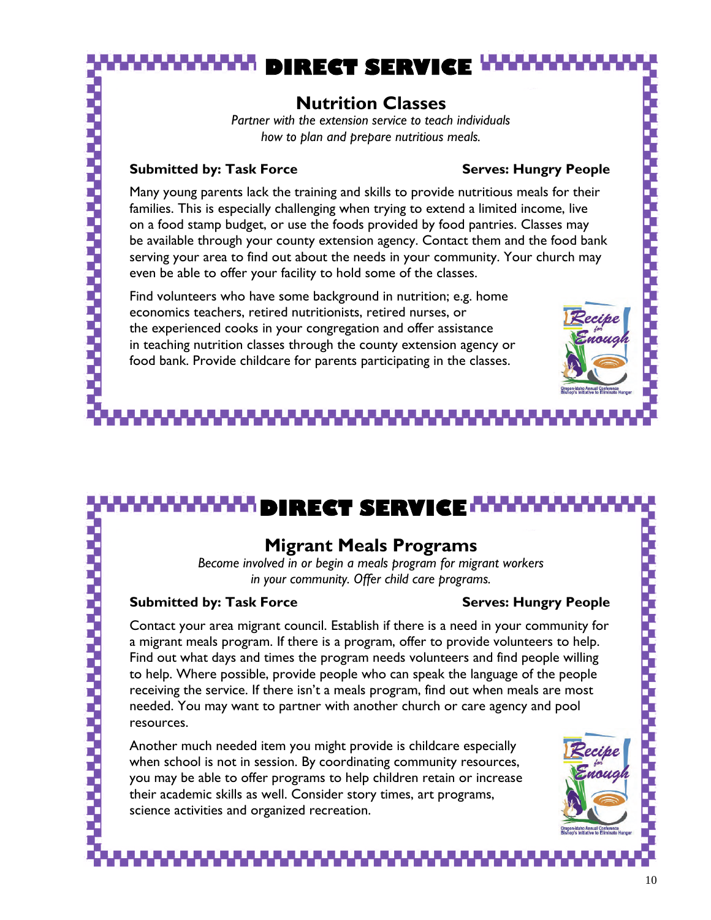# DIRECT SERVICE

## Nutrition Classes

*Partner with the extension service to teach individuals how to plan and prepare nutritious meals.*

**Submitted by: Task Force** **Serves: Hungry People**

Many young parents lack the training and skills to provide nutritious meals for their families. This is especially challenging when trying to extend a limited income, live on a food stamp budget, or use the foods provided by food pantries. Classes may be available through your county extension agency. Contact them and the food bank serving your area to find out about the needs in your community. Your church may even be able to offer your facility to hold some of the classes.

Find volunteers who have some background in nutrition; e.g. home economics teachers, retired nutritionists, retired nurses, or the experienced cooks in your congregation and offer assistance in teaching nutrition classes through the county extension agency or food bank. Provide childcare for parents participating in the classes.

# DIRECT SERVICE

## Migrant Meals Programs

*Become involved in or begin a meals program for migrant workers in your community. Offer child care programs.*

**Submitted by: Task Force** **Serves: Hungry People**

Contact your area migrant council. Establish if there is a need in your community for a migrant meals program. If there is a program, offer to provide volunteers to help. Find out what days and times the program needs volunteers and find people willing to help. Where possible, provide people who can speak the language of the people receiving the service. If there isn't a meals program, find out when meals are most needed. You may want to partner with another church or care agency and pool resources.

Another much needed item you might provide is childcare especially when school is not in session. By coordinating community resources, you may be able to offer programs to help children retain or increase their academic skills as well. Consider story times, art programs, science activities and organized recreation.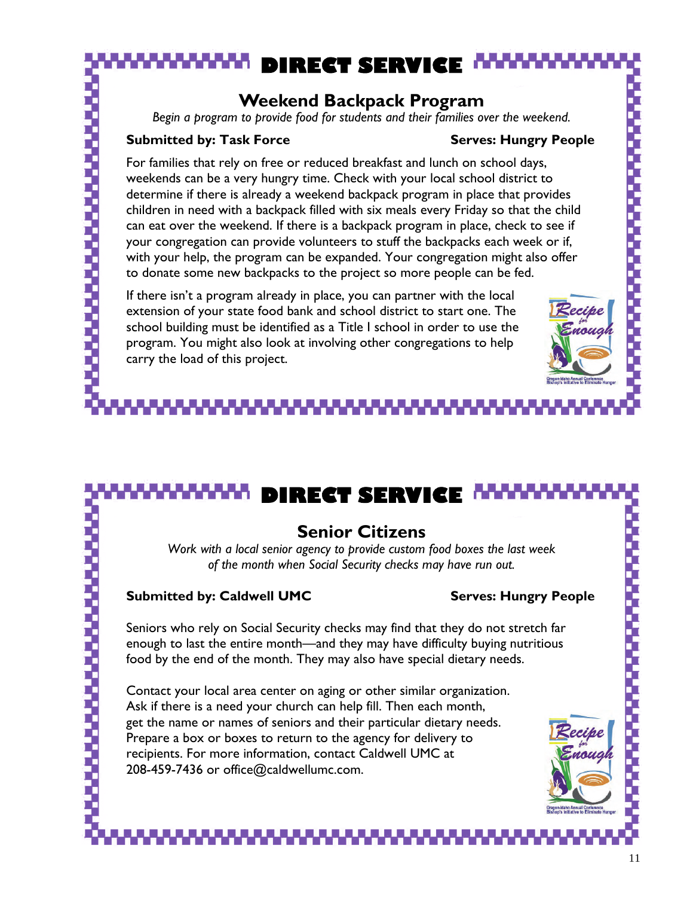## DIRECT SERVICE

### Weekend Backpack Program

*Begin a program to provide food for students and their families over the weekend.*

**Submitted by: Task Force** **Serves: Hungry People**

For families that rely on free or reduced breakfast and lunch on school days, weekends can be a very hungry time. Check with your local school district to determine if there is already a weekend backpack program in place that provides children in need with a backpack filled with six meals every Friday so that the child can eat over the weekend. If there is a backpack program in place, check to see if your congregation can provide volunteers to stuff the backpacks each week or if, with your help, the program can be expanded. Your congregation might also offer to donate some new backpacks to the project so more people can be fed.

If there isn't a program already in place, you can partner with the local extension of your state food bank and school district to start one. The school building must be identified as a Title I school in order to use the program. You might also look at involving other congregations to help carry the load of this project.

## DIRECT SERVICE

### Senior Citizens

*Work with a local senior agency to provide custom food boxes the last week of the month when Social Security checks may have run out.*

**Submitted by: Caldwell UMC** **Serves: Hungry People**

Seniors who rely on Social Security checks may find that they do not stretch far enough to last the entire month—and they may have difficulty buying nutritious food by the end of the month. They may also have special dietary needs.

Contact your local area center on aging or other similar organization. Ask if there is a need your church can help fill. Then each month, get the name or names of seniors and their particular dietary needs. Prepare a box or boxes to return to the agency for delivery to recipients. For more information, contact Caldwell UMC at 208-459-7436 or office@caldwellumc.com.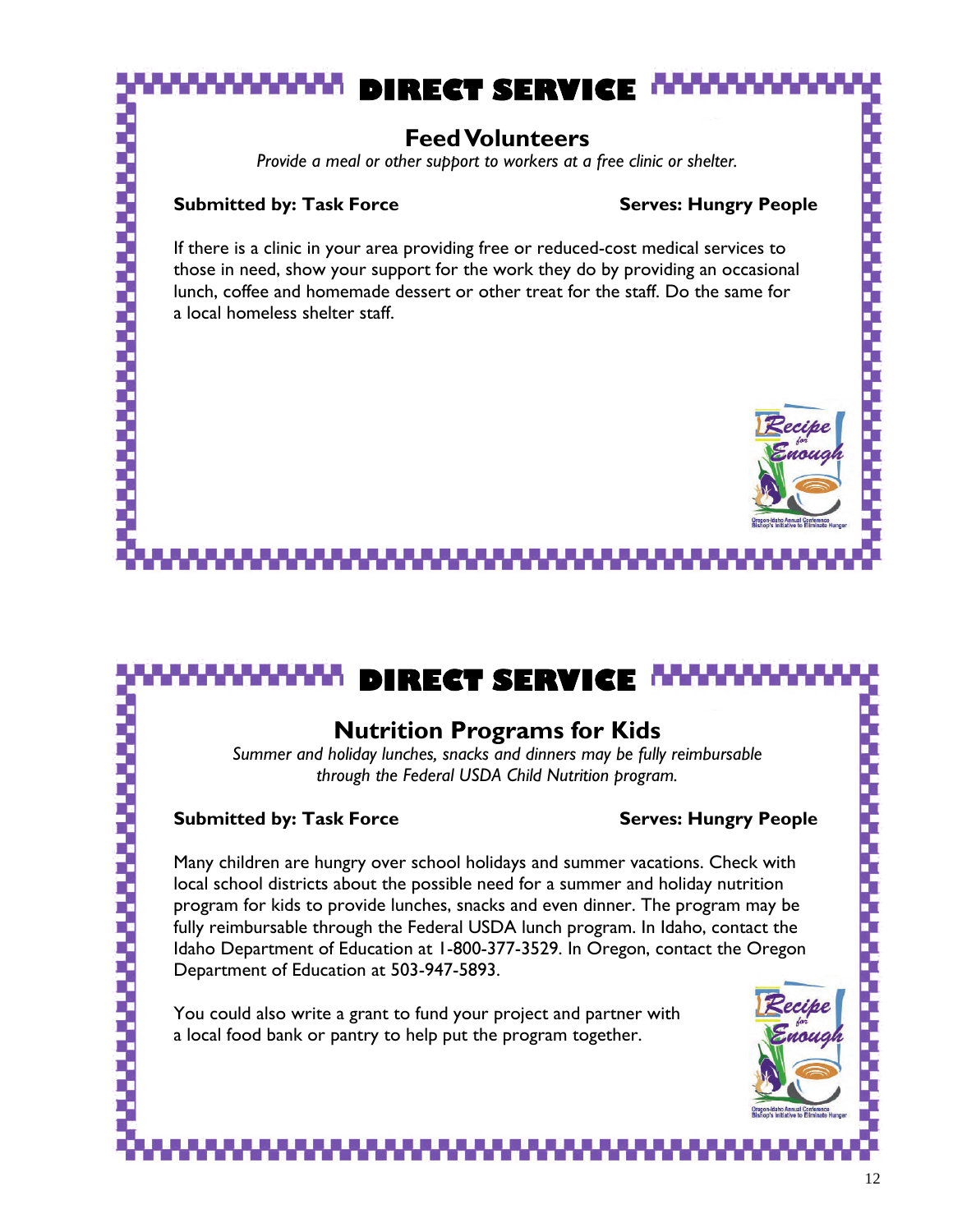# DIRECT SERVICE

## Feed Volunteers

*Provide a meal or other support to workers at a free clinic or shelter.*

**Submitted by: Task Force** **Serves: Hungry People**

If there is a clinic in your area providing free or reduced-cost medical services to those in need, show your support for the work they do by providing an occasional lunch, coffee and homemade dessert or other treat for the staff. Do the same for a local homeless shelter staff.

# DIRECT SERVICE

## Nutrition Programs for Kids

*Summer and holiday lunches, snacks and dinners may be fully reimbursable through the Federal USDA Child Nutrition program.*

**Submitted by: Task Force** **Serves: Hungry People**

Many children are hungry over school holidays and summer vacations. Check with local school districts about the possible need for a summer and holiday nutrition program for kids to provide lunches, snacks and even dinner. The program may be fully reimbursable through the Federal USDA lunch program. In Idaho, contact the Idaho Department of Education at 1-800-377-3529. In Oregon, contact the Oregon Department of Education at 503-947-5893.

You could also write a grant to fund your project and partner with a local food bank or pantry to help put the program together.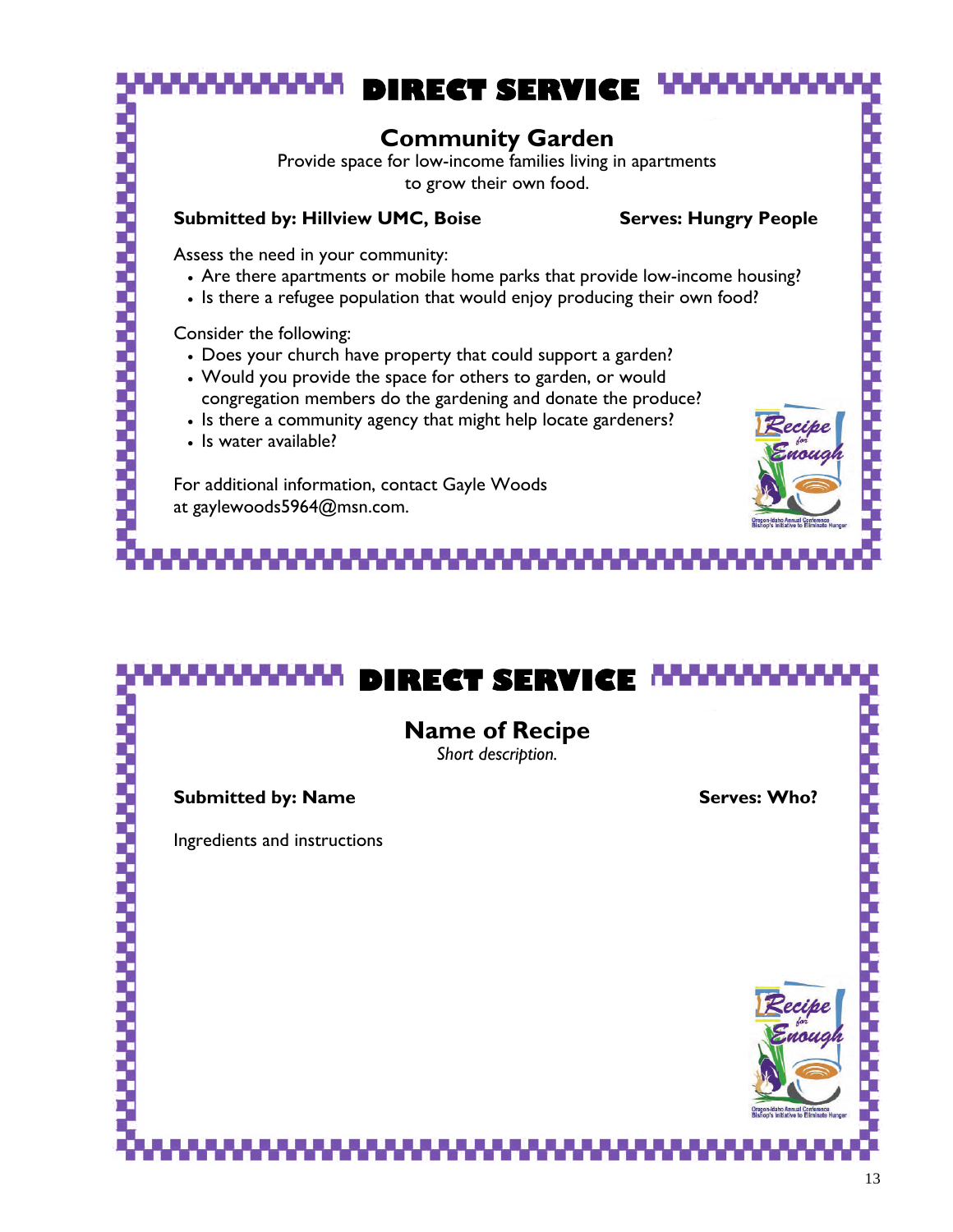# DIRECT SERVICE

## Community Garden

Provide space for low-income families living in apartments to grow their own food.

**Submitted by: Hillview UMC, Boise** **Serves: Hungry People**

Assess the need in your community:

- Are there apartments or mobile home parks that provide low-income housing?
- Is there a refugee population that would enjoy producing their own food?

Consider the following:

- Does your church have property that could support a garden?
- Would you provide the space for others to garden, or would congregation members do the gardening and donate the produce?
- Is there a community agency that might help locate gardeners?
- Is water available?

For additional information, contact Gayle Woods at gaylewoods5964@msn.com.

Recipe for Enough
Oregon-Idaho Annual Conference
Bishop's Initiative to Eliminate Hunger

# DIRECT SERVICE

## Name of Recipe

*Short description.*

**Submitted by: Name** **Serves: Who?**

Ingredients and instructions

Recipe for Enough
Oregon-Idaho Annual Conference
Bishop's Initiative to Eliminate Hunger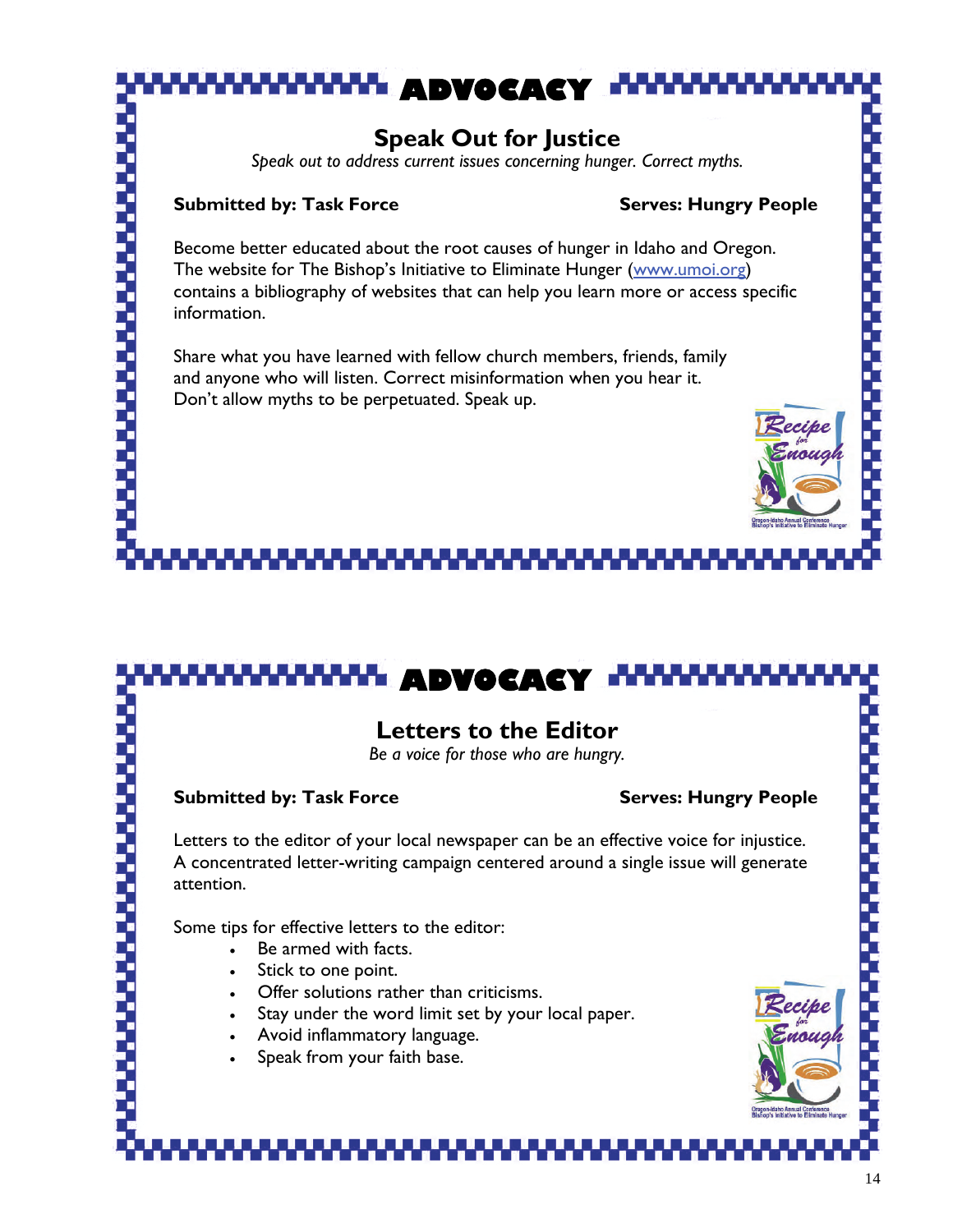## ADVOCACY

### Speak Out for Justice

*Speak out to address current issues concerning hunger. Correct myths.*

**Submitted by: Task Force** **Serves: Hungry People**

Become better educated about the root causes of hunger in Idaho and Oregon. The website for The Bishop's Initiative to Eliminate Hunger (www.umoi.org) contains a bibliography of websites that can help you learn more or access specific information.

Share what you have learned with fellow church members, friends, family and anyone who will listen. Correct misinformation when you hear it. Don't allow myths to be perpetuated. Speak up.

## ADVOCACY

### Letters to the Editor

*Be a voice for those who are hungry.*

**Submitted by: Task Force** **Serves: Hungry People**

Letters to the editor of your local newspaper can be an effective voice for injustice. A concentrated letter-writing campaign centered around a single issue will generate attention.

Some tips for effective letters to the editor:

- Be armed with facts.
- Stick to one point.
- Offer solutions rather than criticisms.
- Stay under the word limit set by your local paper.
- Avoid inflammatory language.
- Speak from your faith base.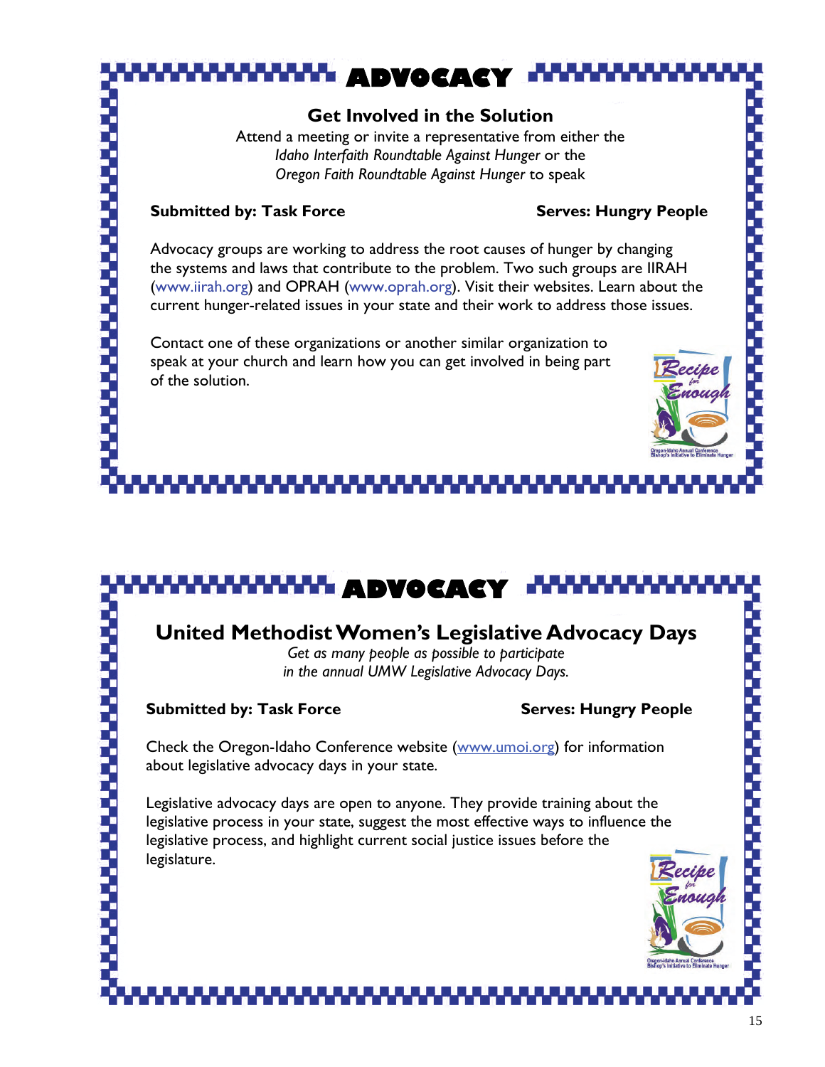## ADVOCACY

### Get Involved in the Solution

Attend a meeting or invite a representative from either the *Idaho Interfaith Roundtable Against Hunger* or the *Oregon Faith Roundtable Against Hunger* to speak

**Submitted by: Task Force** **Serves: Hungry People**

Advocacy groups are working to address the root causes of hunger by changing the systems and laws that contribute to the problem. Two such groups are IIRAH (www.iirah.org) and OPRAH (www.oprah.org). Visit their websites. Learn about the current hunger-related issues in your state and their work to address those issues.

Contact one of these organizations or another similar organization to speak at your church and learn how you can get involved in being part of the solution.

## ADVOCACY

### United Methodist Women's Legislative Advocacy Days

*Get as many people as possible to participate in the annual UMW Legislative Advocacy Days.*

**Submitted by: Task Force** **Serves: Hungry People**

Check the Oregon-Idaho Conference website (www.umoi.org) for information about legislative advocacy days in your state.

Legislative advocacy days are open to anyone. They provide training about the legislative process in your state, suggest the most effective ways to influence the legislative process, and highlight current social justice issues before the legislature.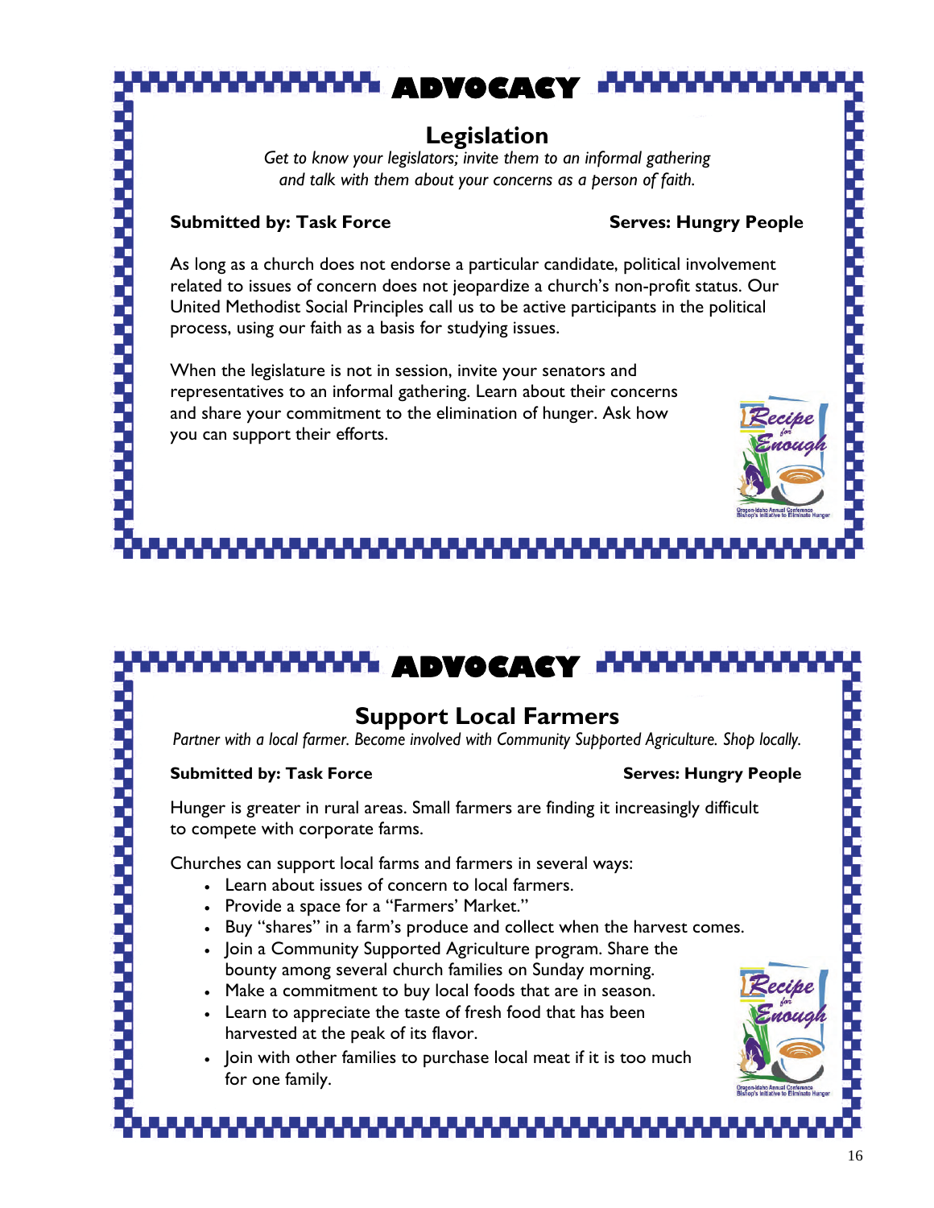## ADVOCACY

### Legislation

*Get to know your legislators; invite them to an informal gathering and talk with them about your concerns as a person of faith.*

**Submitted by: Task Force** **Serves: Hungry People**

As long as a church does not endorse a particular candidate, political involvement related to issues of concern does not jeopardize a church's non-profit status. Our United Methodist Social Principles call us to be active participants in the political process, using our faith as a basis for studying issues.

When the legislature is not in session, invite your senators and representatives to an informal gathering. Learn about their concerns and share your commitment to the elimination of hunger. Ask how you can support their efforts.

Recipe for Enough
Oregon-Idaho Annual Conference Bishop's Initiative to Eliminate Hunger

## ADVOCACY

### Support Local Farmers

*Partner with a local farmer. Become involved with Community Supported Agriculture. Shop locally.*

**Submitted by: Task Force** **Serves: Hungry People**

Hunger is greater in rural areas. Small farmers are finding it increasingly difficult to compete with corporate farms.

Churches can support local farms and farmers in several ways:

- Learn about issues of concern to local farmers.
- Provide a space for a "Farmers' Market."
- Buy "shares" in a farm's produce and collect when the harvest comes.
- Join a Community Supported Agriculture program. Share the bounty among several church families on Sunday morning.
- Make a commitment to buy local foods that are in season.
- Learn to appreciate the taste of fresh food that has been harvested at the peak of its flavor.
- Join with other families to purchase local meat if it is too much for one family.

Recipe for Enough
Oregon-Idaho Annual Conference Bishop's Initiative to Eliminate Hunger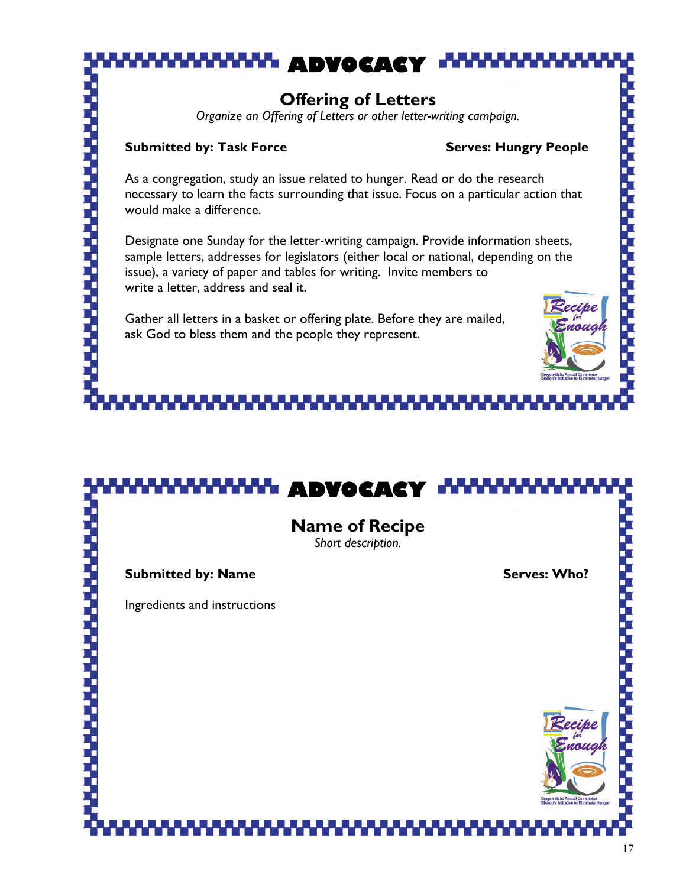# ADVOCACY

## Offering of Letters

*Organize an Offering of Letters or other letter-writing campaign.*

**Submitted by: Task Force** **Serves: Hungry People**

As a congregation, study an issue related to hunger. Read or do the research necessary to learn the facts surrounding that issue. Focus on a particular action that would make a difference.

Designate one Sunday for the letter-writing campaign. Provide information sheets, sample letters, addresses for legislators (either local or national, depending on the issue), a variety of paper and tables for writing. Invite members to write a letter, address and seal it.

Gather all letters in a basket or offering plate. Before they are mailed, ask God to bless them and the people they represent.

# ADVOCACY

## Name of Recipe

*Short description.*

**Submitted by: Name** **Serves: Who?**

Ingredients and instructions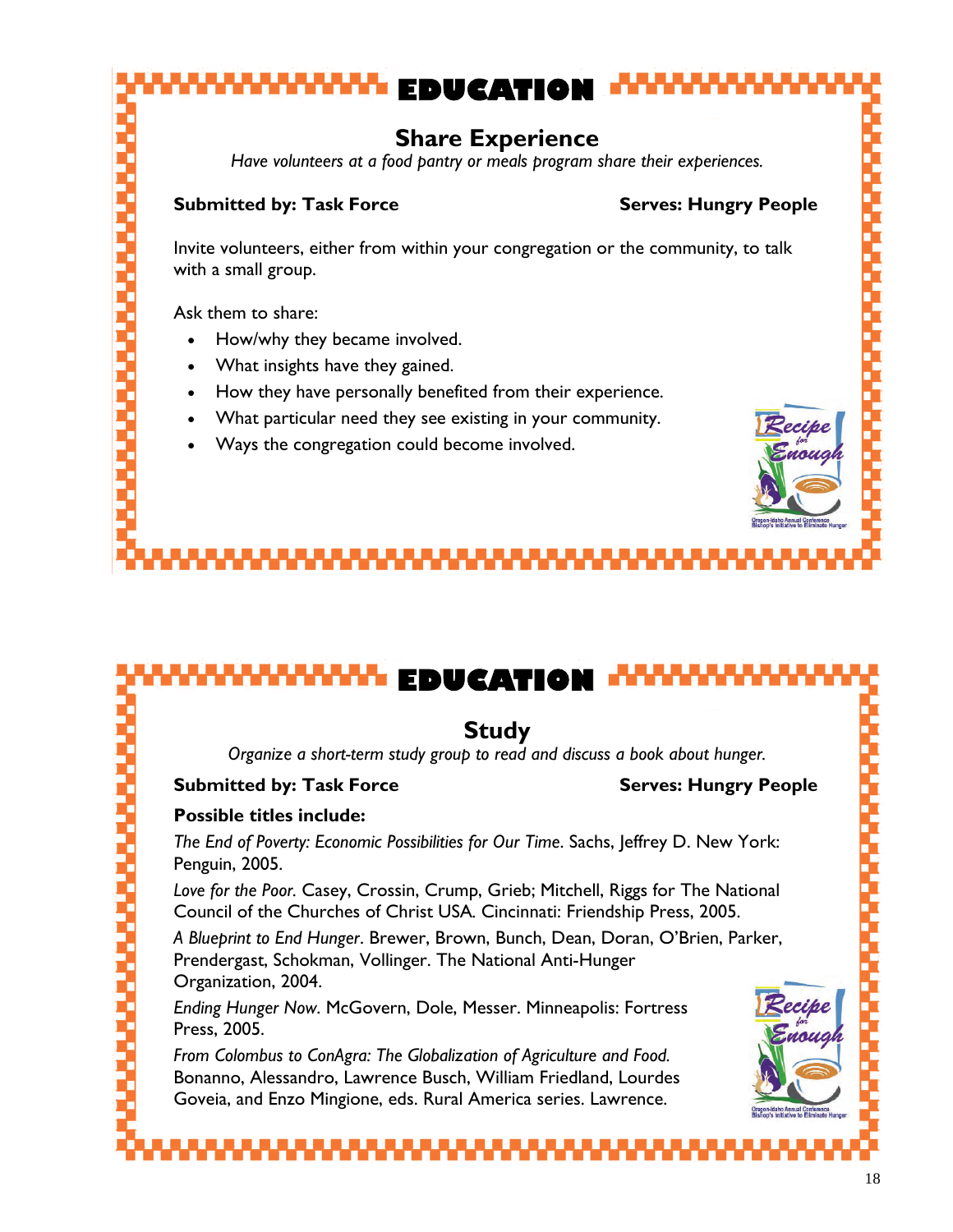## EDUCATION

### Share Experience

*Have volunteers at a food pantry or meals program share their experiences.*

**Submitted by: Task Force** **Serves: Hungry People**

Invite volunteers, either from within your congregation or the community, to talk with a small group.

Ask them to share:

- How/why they became involved.
- What insights have they gained.
- How they have personally benefited from their experience.
- What particular need they see existing in your community.
- Ways the congregation could become involved.

## EDUCATION

### Study

*Organize a short-term study group to read and discuss a book about hunger.*

**Submitted by: Task Force** **Serves: Hungry People**

**Possible titles include:**

*The End of Poverty: Economic Possibilities for Our Time*. Sachs, Jeffrey D. New York: Penguin, 2005.

*Love for the Poor.* Casey, Crossin, Crump, Grieb; Mitchell, Riggs for The National Council of the Churches of Christ USA. Cincinnati: Friendship Press, 2005.

*A Blueprint to End Hunger*. Brewer, Brown, Bunch, Dean, Doran, O'Brien, Parker, Prendergast, Schokman, Vollinger. The National Anti-Hunger Organization, 2004.

*Ending Hunger Now*. McGovern, Dole, Messer. Minneapolis: Fortress Press, 2005.

*From Colombus to ConAgra: The Globalization of Agriculture and Food.* Bonanno, Alessandro, Lawrence Busch, William Friedland, Lourdes Goveia, and Enzo Mingione, eds. Rural America series. Lawrence.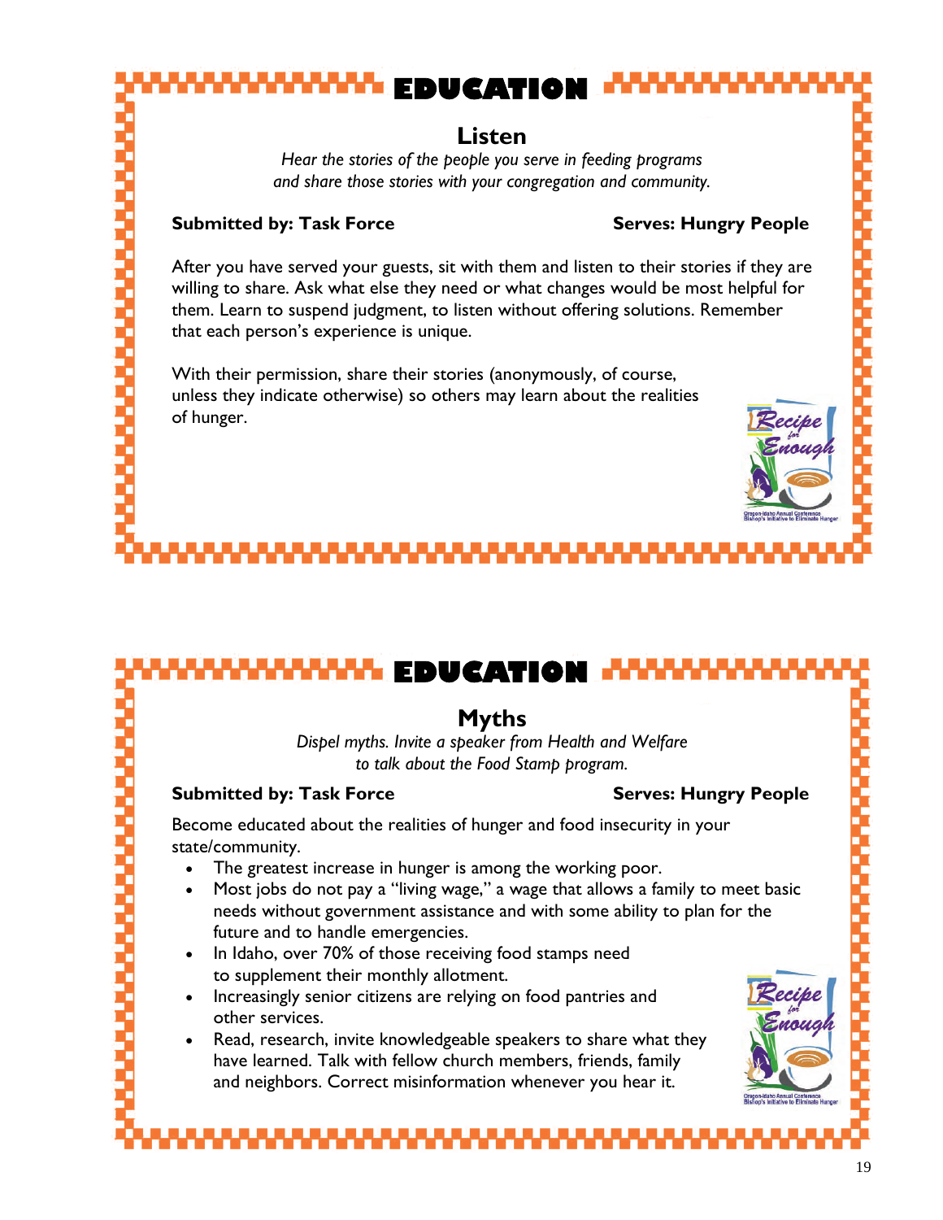# EDUCATION

## Listen

*Hear the stories of the people you serve in feeding programs and share those stories with your congregation and community.*

**Submitted by: Task Force** **Serves: Hungry People**

After you have served your guests, sit with them and listen to their stories if they are willing to share. Ask what else they need or what changes would be most helpful for them. Learn to suspend judgment, to listen without offering solutions. Remember that each person's experience is unique.

With their permission, share their stories (anonymously, of course, unless they indicate otherwise) so others may learn about the realities of hunger.

# EDUCATION

## Myths

*Dispel myths. Invite a speaker from Health and Welfare to talk about the Food Stamp program.*

**Submitted by: Task Force** **Serves: Hungry People**

Become educated about the realities of hunger and food insecurity in your state/community.

- The greatest increase in hunger is among the working poor.
- Most jobs do not pay a "living wage," a wage that allows a family to meet basic needs without government assistance and with some ability to plan for the future and to handle emergencies.
- In Idaho, over 70% of those receiving food stamps need to supplement their monthly allotment.
- Increasingly senior citizens are relying on food pantries and other services.
- Read, research, invite knowledgeable speakers to share what they have learned. Talk with fellow church members, friends, family and neighbors. Correct misinformation whenever you hear it.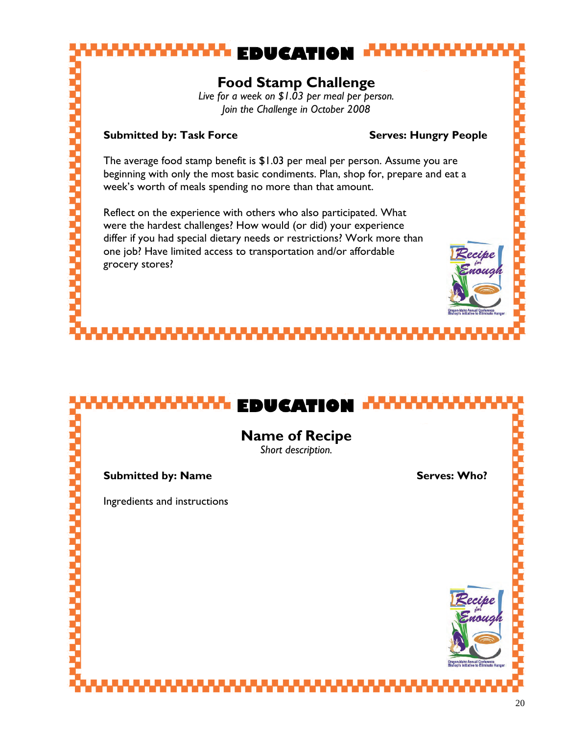## EDUCATION

### Food Stamp Challenge

*Live for a week on $1.03 per meal per person.*
*Join the Challenge in October 2008*

**Submitted by: Task Force** **Serves: Hungry People**

The average food stamp benefit is $1.03 per meal per person. Assume you are beginning with only the most basic condiments. Plan, shop for, prepare and eat a week's worth of meals spending no more than that amount.

Reflect on the experience with others who also participated. What were the hardest challenges? How would (or did) your experience differ if you had special dietary needs or restrictions? Work more than one job? Have limited access to transportation and/or affordable grocery stores?

Recipe for Enough
Oregon-Idaho Annual Conference
Bishop's Initiative to Eliminate Hunger

## EDUCATION

### Name of Recipe

*Short description.*

**Submitted by: Name** **Serves: Who?**

Ingredients and instructions

Recipe for Enough
Oregon-Idaho Annual Conference
Bishop's Initiative to Eliminate Hunger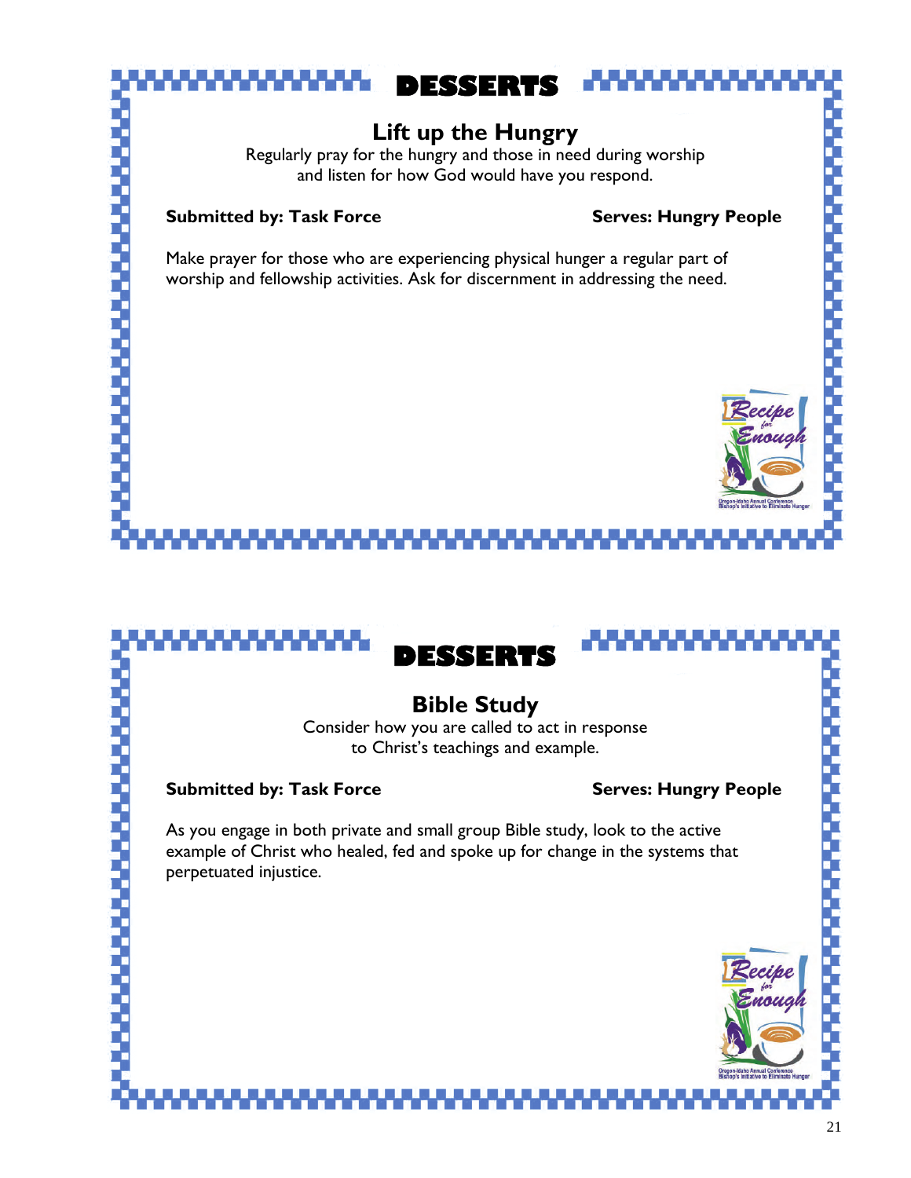# DESSERTS

## Lift up the Hungry

Regularly pray for the hungry and those in need during worship and listen for how God would have you respond.

**Submitted by: Task Force** **Serves: Hungry People**

Make prayer for those who are experiencing physical hunger a regular part of worship and fellowship activities. Ask for discernment in addressing the need.

Recipe for Enough
Oregon-Idaho Annual Conference
Bishop's Initiative to Eliminate Hunger

# DESSERTS

## Bible Study

Consider how you are called to act in response to Christ's teachings and example.

**Submitted by: Task Force** **Serves: Hungry People**

As you engage in both private and small group Bible study, look to the active example of Christ who healed, fed and spoke up for change in the systems that perpetuated injustice.

Recipe for Enough
Oregon-Idaho Annual Conference
Bishop's Initiative to Eliminate Hunger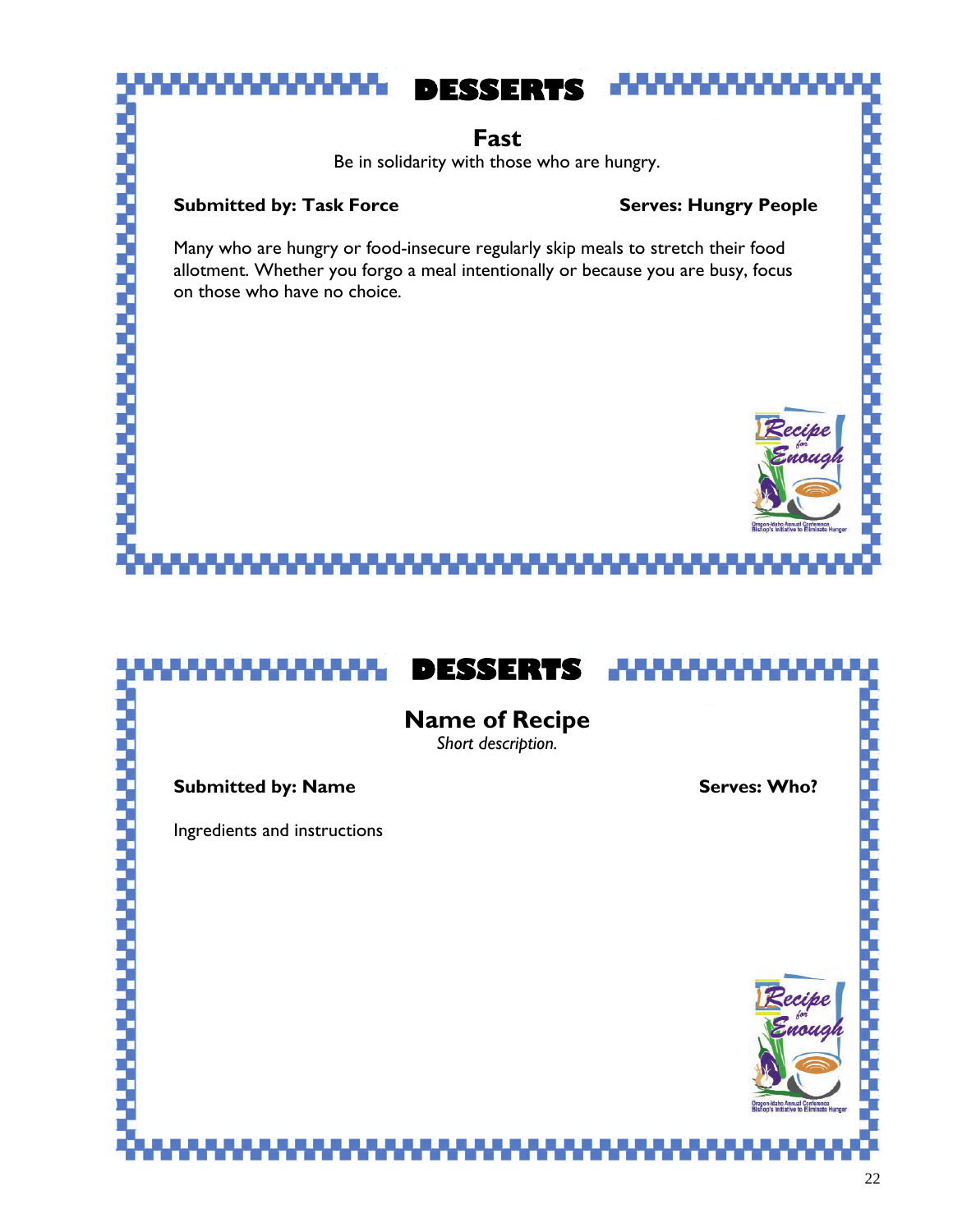## DESSERTS

### Fast

Be in solidarity with those who are hungry.

**Submitted by: Task Force** **Serves: Hungry People**

Many who are hungry or food-insecure regularly skip meals to stretch their food allotment. Whether you forgo a meal intentionally or because you are busy, focus on those who have no choice.

## DESSERTS

### Name of Recipe

*Short description.*

**Submitted by: Name** **Serves: Who?**

Ingredients and instructions